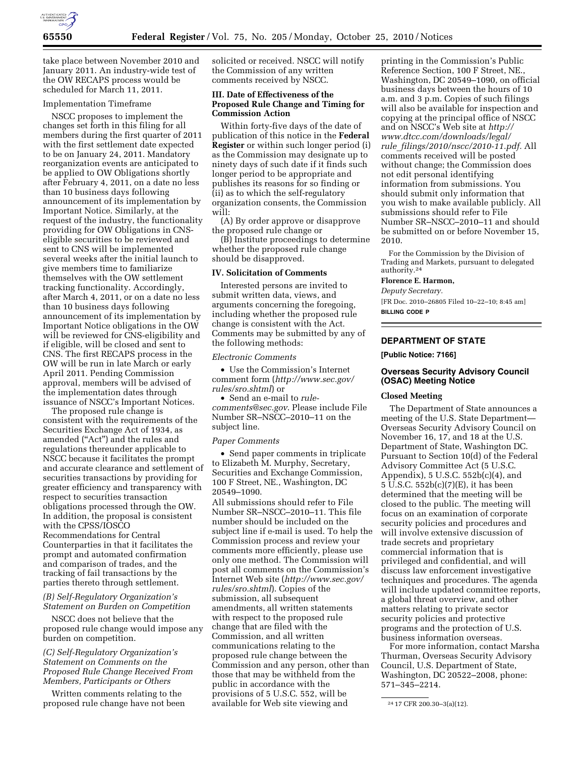take place between November 2010 and January 2011. An industry-wide test of the OW RECAPS process would be scheduled for March 11, 2011.

Implementation Timeframe

NSCC proposes to implement the changes set forth in this filing for all members during the first quarter of 2011 with the first settlement date expected to be on January 24, 2011. Mandatory reorganization events are anticipated to be applied to OW Obligations shortly after February 4, 2011, on a date no less than 10 business days following announcement of its implementation by Important Notice. Similarly, at the request of the industry, the functionality providing for OW Obligations in CNS-eligible securities to be reviewed and sent to CNS will be implemented several weeks after the initial launch to give members time to familiarize themselves with the OW settlement tracking functionality. Accordingly, after March 4, 2011, or on a date no less than 10 business days following announcement of its implementation by Important Notice obligations in the OW will be reviewed for CNS-eligibility and if eligible, will be closed and sent to CNS. The first RECAPS process in the OW will be run in late March or early April 2011. Pending Commission approval, members will be advised of the implementation dates through issuance of NSCC's Important Notices.

The proposed rule change is consistent with the requirements of the Securities Exchange Act of 1934, as amended ("Act") and the rules and regulations thereunder applicable to NSCC because it facilitates the prompt and accurate clearance and settlement of securities transactions by providing for greater efficiency and transparency with respect to securities transaction obligations processed through the OW. In addition, the proposal is consistent with the CPSS/IOSCO Recommendations for Central Counterparties in that it facilitates the prompt and automated confirmation and comparison of trades, and the tracking of fail transactions by the parties thereto through settlement.

*(B) Self-Regulatory Organization's Statement on Burden on Competition*

NSCC does not believe that the proposed rule change would impose any burden on competition.

*(C) Self-Regulatory Organization's Statement on Comments on the Proposed Rule Change Received From Members, Participants or Others*

Written comments relating to the proposed rule change have not been solicited or received. NSCC will notify the Commission of any written comments received by NSCC.

### III. Date of Effectiveness of the Proposed Rule Change and Timing for Commission Action

Within forty-five days of the date of publication of this notice in the **Federal Register** or within such longer period (i) as the Commission may designate up to ninety days of such date if it finds such longer period to be appropriate and publishes its reasons for so finding or (ii) as to which the self-regulatory organization consents, the Commission will:

(A) By order approve or disapprove the proposed rule change or

(B) Institute proceedings to determine whether the proposed rule change should be disapproved.

### IV. Solicitation of Comments

Interested persons are invited to submit written data, views, and arguments concerning the foregoing, including whether the proposed rule change is consistent with the Act. Comments may be submitted by any of the following methods:

*Electronic Comments*

- Use the Commission's Internet comment form (*http://www.sec.gov/rules/sro.shtml*) or
- Send an e-mail to *rule-comments@sec.gov*. Please include File Number SR–NSCC–2010–11 on the subject line.

*Paper Comments*

- Send paper comments in triplicate to Elizabeth M. Murphy, Secretary, Securities and Exchange Commission, 100 F Street, NE., Washington, DC 20549–1090.

All submissions should refer to File Number SR–NSCC–2010–11. This file number should be included on the subject line if e-mail is used. To help the Commission process and review your comments more efficiently, please use only one method. The Commission will post all comments on the Commission's Internet Web site (*http://www.sec.gov/rules/sro.shtml*). Copies of the submission, all subsequent amendments, all written statements with respect to the proposed rule change that are filed with the Commission, and all written communications relating to the proposed rule change between the Commission and any person, other than those that may be withheld from the public in accordance with the provisions of 5 U.S.C. 552, will be available for Web site viewing and printing in the Commission's Public Reference Section, 100 F Street, NE., Washington, DC 20549–1090, on official business days between the hours of 10 a.m. and 3 p.m. Copies of such filings will also be available for inspection and copying at the principal office of NSCC and on NSCC's Web site at *http://www.dtcc.com/downloads/legal/rule_filings/2010/nscc/2010-11.pdf*. All comments received will be posted without change; the Commission does not edit personal identifying information from submissions. You should submit only information that you wish to make available publicly. All submissions should refer to File Number SR–NSCC–2010–11 and should be submitted on or before November 15, 2010.

For the Commission by the Division of Trading and Markets, pursuant to delegated authority.[24]

**Florence E. Harmon,**

*Deputy Secretary.*

[FR Doc. 2010–26805 Filed 10–22–10; 8:45 am]

**BILLING CODE P**

## DEPARTMENT OF STATE

**[Public Notice: 7166]**

### Overseas Security Advisory Council (OSAC) Meeting Notice

#### Closed Meeting

The Department of State announces a meeting of the U.S. State Department—Overseas Security Advisory Council on November 16, 17, and 18 at the U.S. Department of State, Washington DC. Pursuant to Section 10(d) of the Federal Advisory Committee Act (5 U.S.C. Appendix), 5 U.S.C. 552b(c)(4), and 5 U.S.C. 552b(c)(7)(E), it has been determined that the meeting will be closed to the public. The meeting will focus on an examination of corporate security policies and procedures and will involve extensive discussion of trade secrets and proprietary commercial information that is privileged and confidential, and will discuss law enforcement investigative techniques and procedures. The agenda will include updated committee reports, a global threat overview, and other matters relating to private sector security policies and protective programs and the protection of U.S. business information overseas.

For more information, contact Marsha Thurman, Overseas Security Advisory Council, U.S. Department of State, Washington, DC 20522–2008, phone: 571–345–2214.

[24] 17 CFR 200.30–3(a)(12).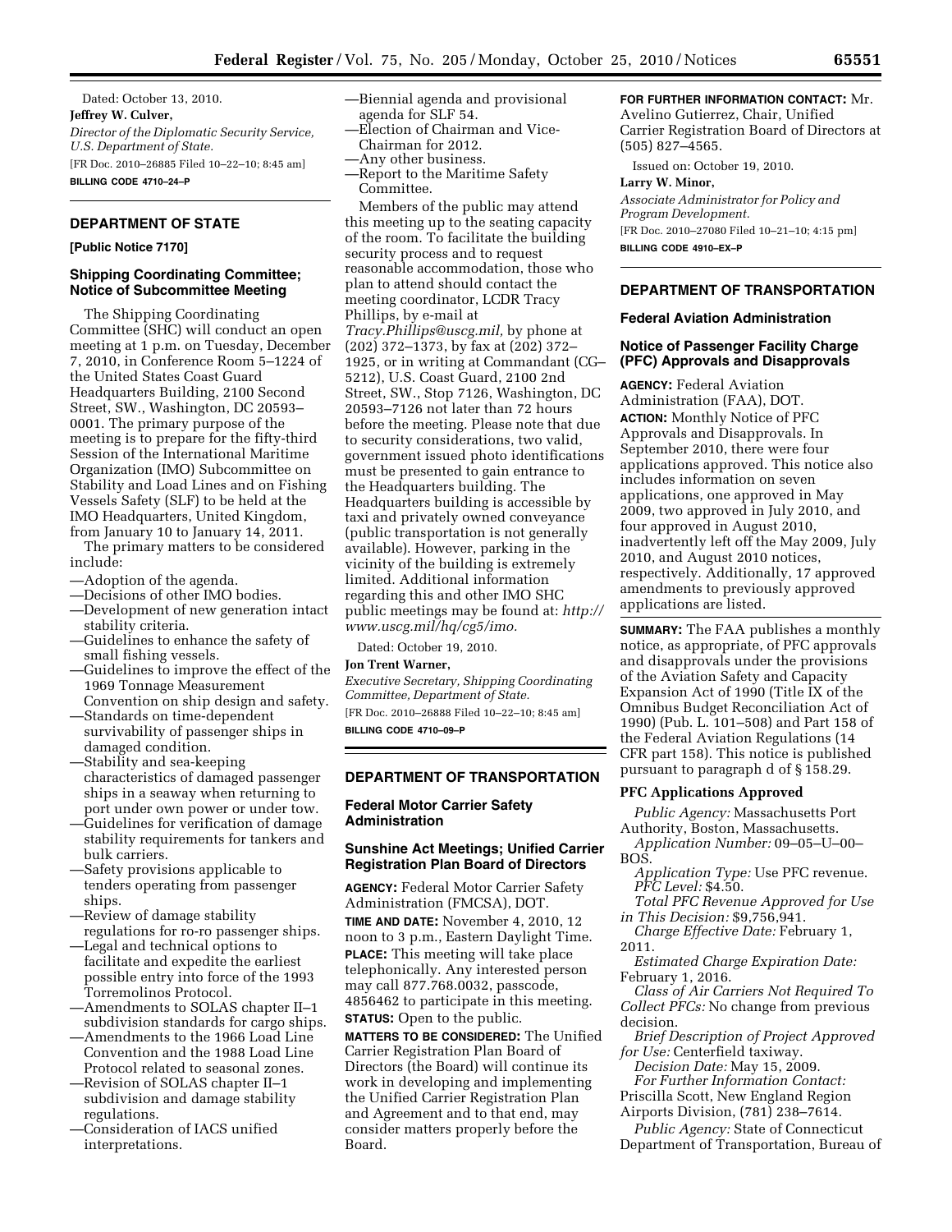Dated: October 13, 2010.

**Jeffrey W. Culver,**

*Director of the Diplomatic Security Service, U.S. Department of State.*

[FR Doc. 2010–26885 Filed 10–22–10; 8:45 am]

**BILLING CODE 4710–24–P**

## DEPARTMENT OF STATE

**[Public Notice 7170]**

### Shipping Coordinating Committee; Notice of Subcommittee Meeting

The Shipping Coordinating Committee (SHC) will conduct an open meeting at 1 p.m. on Tuesday, December 7, 2010, in Conference Room 5–1224 of the United States Coast Guard Headquarters Building, 2100 Second Street, SW., Washington, DC 20593–0001. The primary purpose of the meeting is to prepare for the fifty-third Session of the International Maritime Organization (IMO) Subcommittee on Stability and Load Lines and on Fishing Vessels Safety (SLF) to be held at the IMO Headquarters, United Kingdom, from January 10 to January 14, 2011.

The primary matters to be considered include:

—Adoption of the agenda.
—Decisions of other IMO bodies.
—Development of new generation intact stability criteria.
—Guidelines to enhance the safety of small fishing vessels.
—Guidelines to improve the effect of the 1969 Tonnage Measurement Convention on ship design and safety.
—Standards on time-dependent survivability of passenger ships in damaged condition.
—Stability and sea-keeping characteristics of damaged passenger ships in a seaway when returning to port under own power or under tow.
—Guidelines for verification of damage stability requirements for tankers and bulk carriers.
—Safety provisions applicable to tenders operating from passenger ships.
—Review of damage stability regulations for ro-ro passenger ships.
—Legal and technical options to facilitate and expedite the earliest possible entry into force of the 1993 Torremolinos Protocol.
—Amendments to SOLAS chapter II–1 subdivision standards for cargo ships.
—Amendments to the 1966 Load Line Convention and the 1988 Load Line Protocol related to seasonal zones.
—Revision of SOLAS chapter II–1 subdivision and damage stability regulations.
—Consideration of IACS unified interpretations.
—Biennial agenda and provisional agenda for SLF 54.
—Election of Chairman and Vice-Chairman for 2012.
—Any other business.
—Report to the Maritime Safety Committee.

Members of the public may attend this meeting up to the seating capacity of the room. To facilitate the building security process and to request reasonable accommodation, those who plan to attend should contact the meeting coordinator, LCDR Tracy Phillips, by e-mail at *Tracy.Phillips@uscg.mil,* by phone at (202) 372–1373, by fax at (202) 372–1925, or in writing at Commandant (CG–5212), U.S. Coast Guard, 2100 2nd Street, SW., Stop 7126, Washington, DC 20593–7126 not later than 72 hours before the meeting. Please note that due to security considerations, two valid, government issued photo identifications must be presented to gain entrance to the Headquarters building. The Headquarters building is accessible by taxi and privately owned conveyance (public transportation is not generally available). However, parking in the vicinity of the building is extremely limited. Additional information regarding this and other IMO SHC public meetings may be found at: *http://www.uscg.mil/hq/cg5/imo.*

Dated: October 19, 2010.

**Jon Trent Warner,**

*Executive Secretary, Shipping Coordinating Committee, Department of State.*

[FR Doc. 2010–26888 Filed 10–22–10; 8:45 am]

**BILLING CODE 4710–09–P**

## DEPARTMENT OF TRANSPORTATION

### Federal Motor Carrier Safety Administration

### Sunshine Act Meetings; Unified Carrier Registration Plan Board of Directors

**AGENCY:** Federal Motor Carrier Safety Administration (FMCSA), DOT.

**TIME AND DATE:** November 4, 2010, 12 noon to 3 p.m., Eastern Daylight Time.

**PLACE:** This meeting will take place telephonically. Any interested person may call 877.768.0032, passcode, 4856462 to participate in this meeting.

**STATUS:** Open to the public.

**MATTERS TO BE CONSIDERED:** The Unified Carrier Registration Plan Board of Directors (the Board) will continue its work in developing and implementing the Unified Carrier Registration Plan and Agreement and to that end, may consider matters properly before the Board.

**FOR FURTHER INFORMATION CONTACT:** Mr. Avelino Gutierrez, Chair, Unified Carrier Registration Board of Directors at (505) 827–4565.

Issued on: October 19, 2010.

**Larry W. Minor,**

*Associate Administrator for Policy and Program Development.*

[FR Doc. 2010–27080 Filed 10–21–10; 4:15 pm]

**BILLING CODE 4910–EX–P**

## DEPARTMENT OF TRANSPORTATION

### Federal Aviation Administration

### Notice of Passenger Facility Charge (PFC) Approvals and Disapprovals

**AGENCY:** Federal Aviation Administration (FAA), DOT.

**ACTION:** Monthly Notice of PFC Approvals and Disapprovals. In September 2010, there were four applications approved. This notice also includes information on seven applications, one approved in May 2009, two approved in July 2010, and four approved in August 2010, inadvertently left off the May 2009, July 2010, and August 2010 notices, respectively. Additionally, 17 approved amendments to previously approved applications are listed.

**SUMMARY:** The FAA publishes a monthly notice, as appropriate, of PFC approvals and disapprovals under the provisions of the Aviation Safety and Capacity Expansion Act of 1990 (Title IX of the Omnibus Budget Reconciliation Act of 1990) (Pub. L. 101–508) and Part 158 of the Federal Aviation Regulations (14 CFR part 158). This notice is published pursuant to paragraph d of § 158.29.

#### PFC Applications Approved

*Public Agency:* Massachusetts Port Authority, Boston, Massachusetts.

*Application Number:* 09–05–U–00–BOS.

*Application Type:* Use PFC revenue.

*PFC Level:* $4.50.

*Total PFC Revenue Approved for Use in This Decision:* $9,756,941.

*Charge Effective Date:* February 1, 2011.

*Estimated Charge Expiration Date:* February 1, 2016.

*Class of Air Carriers Not Required To Collect PFCs:* No change from previous decision.

*Brief Description of Project Approved for Use:* Centerfield taxiway.

*Decision Date:* May 15, 2009.

*For Further Information Contact:* Priscilla Scott, New England Region Airports Division, (781) 238–7614.

*Public Agency:* State of Connecticut Department of Transportation, Bureau of